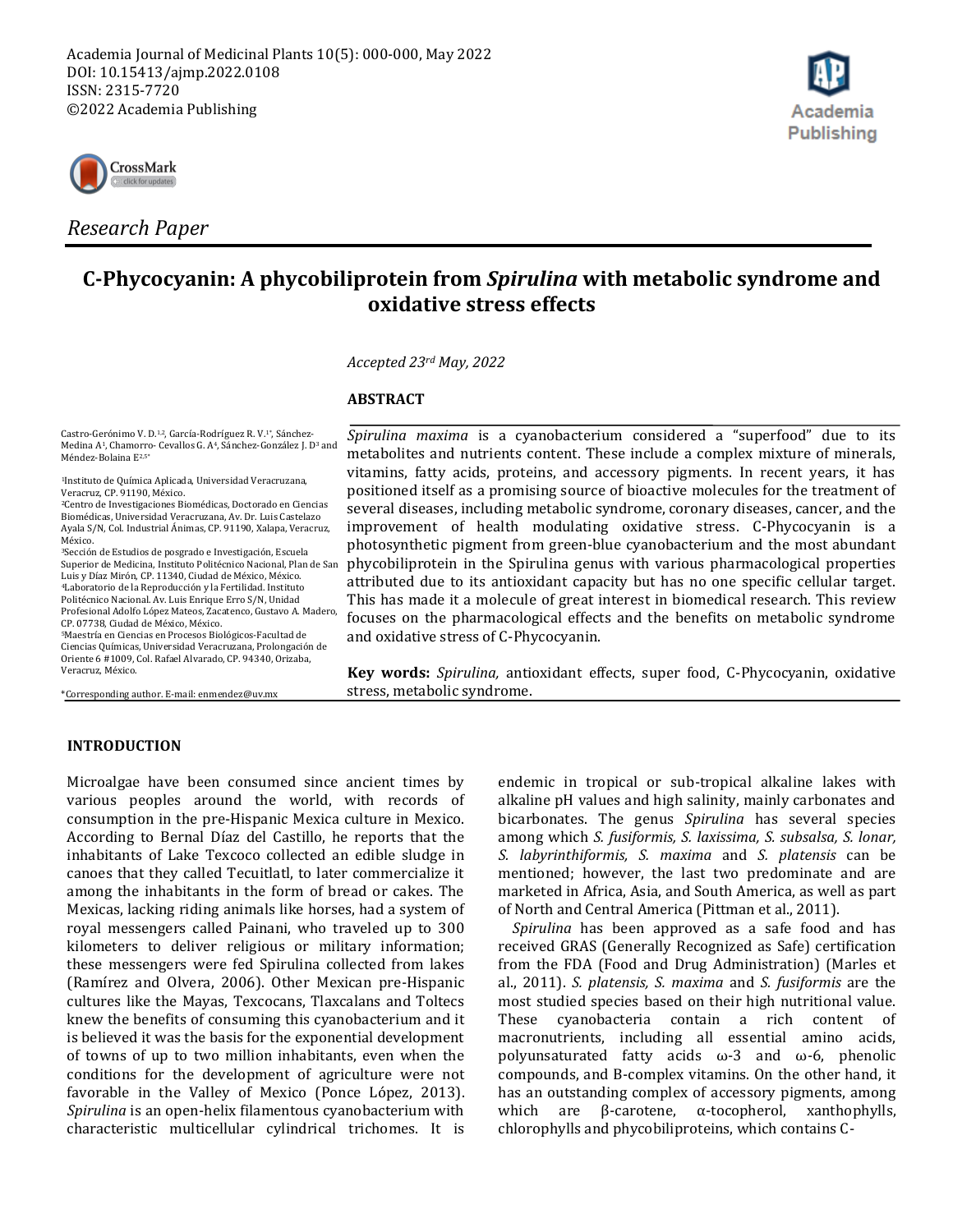Academia Journal of Medicinal Plants 10(5): 000-000, May 2022
DOI: 10.15413/ajmp.2022.0108
ISSN: 2315-7720
©2022 Academia Publishing

*Research Paper*

# C-Phycocyanin: A phycobiliprotein from *Spirulina* with metabolic syndrome and oxidative stress effects

*Accepted 23rd May, 2022*

Castro-Gerónimo V. D.[1,2], García-Rodríguez R. V.[1*], Sánchez-Medina A[1], Chamorro- Cevallos G. A[4], Sánchez-González J. D[3] and Méndez-Bolaina E[2,5*]

[1]Instituto de Química Aplicada, Universidad Veracruzana, Veracruz, CP. 91190, México.
[2]Centro de Investigaciones Biomédicas, Doctorado en Ciencias Biomédicas, Universidad Veracruzana, Av. Dr. Luis Castelazo Ayala S/N, Col. Industrial Ánimas, CP. 91190, Xalapa, Veracruz, México.
[3]Sección de Estudios de posgrado e Investigación, Escuela Superior de Medicina, Instituto Politécnico Nacional, Plan de San Luis y Díaz Mirón, CP. 11340, Ciudad de México, México.
[4]Laboratorio de la Reproducción y la Fertilidad. Instituto Politécnico Nacional. Av. Luis Enrique Erro S/N, Unidad Profesional Adolfo López Mateos, Zacatenco, Gustavo A. Madero, CP. 07738, Ciudad de México, México.
[5]Maestría en Ciencias en Procesos Biológicos-Facultad de Ciencias Químicas, Universidad Veracruzana, Prolongación de Oriente 6 #1009, Col. Rafael Alvarado, CP. 94340, Orizaba, Veracruz, México.

*Corresponding author. E-mail: enmendez@uv.mx

## ABSTRACT

*Spirulina maxima* is a cyanobacterium considered a "superfood" due to its metabolites and nutrients content. These include a complex mixture of minerals, vitamins, fatty acids, proteins, and accessory pigments. In recent years, it has positioned itself as a promising source of bioactive molecules for the treatment of several diseases, including metabolic syndrome, coronary diseases, cancer, and the improvement of health modulating oxidative stress. C-Phycocyanin is a photosynthetic pigment from green-blue cyanobacterium and the most abundant phycobiliprotein in the Spirulina genus with various pharmacological properties attributed due to its antioxidant capacity but has no one specific cellular target. This has made it a molecule of great interest in biomedical research. This review focuses on the pharmacological effects and the benefits on metabolic syndrome and oxidative stress of C-Phycocyanin.

**Key words:** *Spirulina,* antioxidant effects, super food, C-Phycocyanin, oxidative stress, metabolic syndrome.

## INTRODUCTION

Microalgae have been consumed since ancient times by various peoples around the world, with records of consumption in the pre-Hispanic Mexica culture in Mexico. According to Bernal Díaz del Castillo, he reports that the inhabitants of Lake Texcoco collected an edible sludge in canoes that they called Tecuitlatl, to later commercialize it among the inhabitants in the form of bread or cakes. The Mexicas, lacking riding animals like horses, had a system of royal messengers called Painani, who traveled up to 300 kilometers to deliver religious or military information; these messengers were fed Spirulina collected from lakes (Ramírez and Olvera, 2006). Other Mexican pre-Hispanic cultures like the Mayas, Texcocans, Tlaxcalans and Toltecs knew the benefits of consuming this cyanobacterium and it is believed it was the basis for the exponential development of towns of up to two million inhabitants, even when the conditions for the development of agriculture were not favorable in the Valley of Mexico (Ponce López, 2013). *Spirulina* is an open-helix filamentous cyanobacterium with characteristic multicellular cylindrical trichomes. It is endemic in tropical or sub-tropical alkaline lakes with alkaline pH values and high salinity, mainly carbonates and bicarbonates. The genus *Spirulina* has several species among which *S. fusiformis, S. laxissima, S. subsalsa, S. lonar, S. labyrinthiformis, S. maxima* and *S. platensis* can be mentioned; however, the last two predominate and are marketed in Africa, Asia, and South America, as well as part of North and Central America (Pittman et al., 2011).

*Spirulina* has been approved as a safe food and has received GRAS (Generally Recognized as Safe) certification from the FDA (Food and Drug Administration) (Marles et al., 2011). *S. platensis, S. maxima* and *S. fusiformis* are the most studied species based on their high nutritional value. These cyanobacteria contain a rich content of macronutrients, including all essential amino acids, polyunsaturated fatty acids ω-3 and ω-6, phenolic compounds, and B-complex vitamins. On the other hand, it has an outstanding complex of accessory pigments, among which are β-carotene, α-tocopherol, xanthophylls, chlorophylls and phycobiliproteins, which contains C-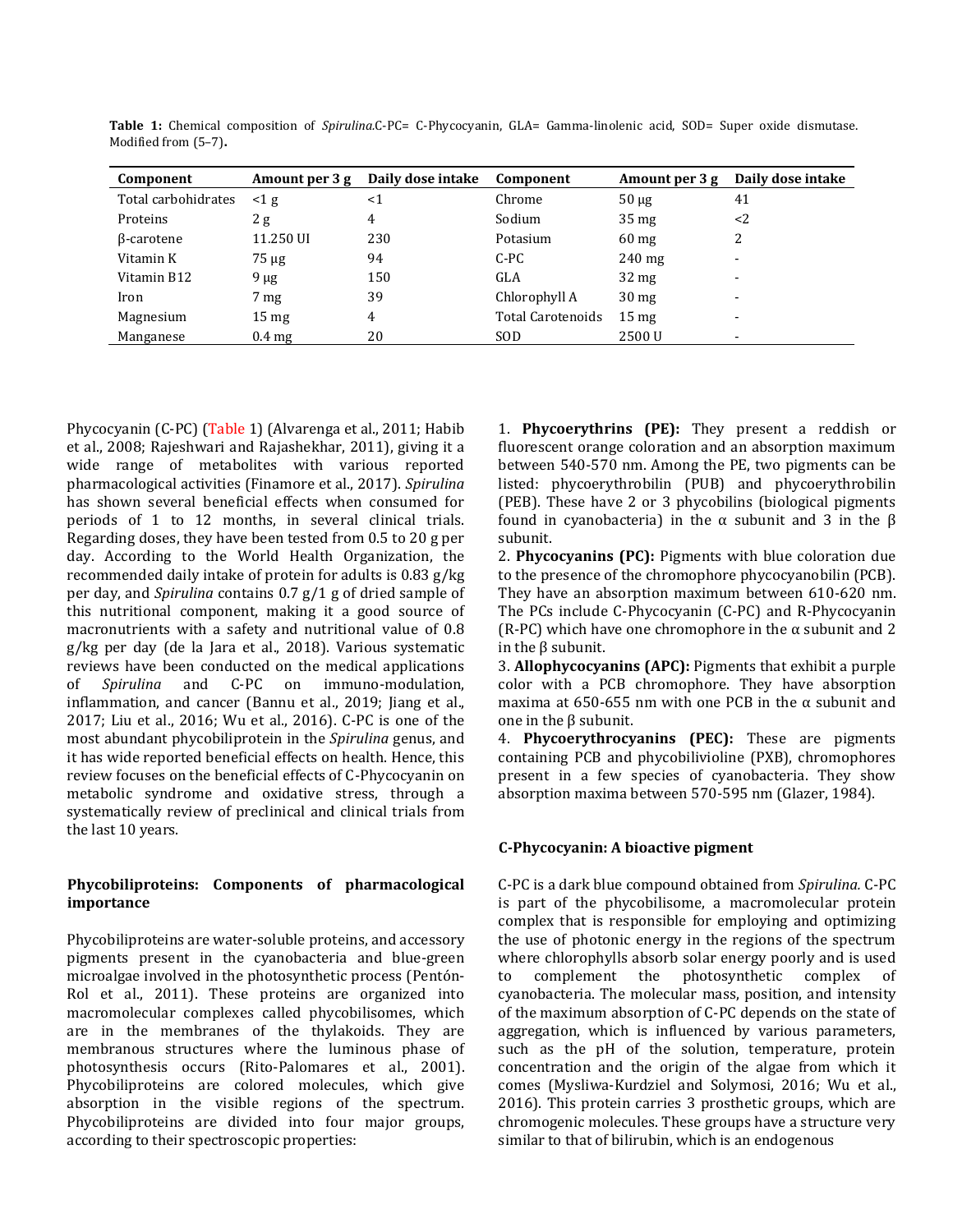**Table 1:** Chemical composition of *Spirulina*.C-PC= C-Phycocyanin, GLA= Gamma-linolenic acid, SOD= Super oxide dismutase. Modified from (5–7).

| Component | Amount per 3 g | Daily dose intake | Component | Amount per 3 g | Daily dose intake |
|---|---|---|---|---|---|
| Total carbohidrates | <1 g | <1 | Chrome | 50 µg | 41 |
| Proteins | 2 g | 4 | Sodium | 35 mg | <2 |
| β-carotene | 11.250 UI | 230 | Potasium | 60 mg | 2 |
| Vitamin K | 75 µg | 94 | C-PC | 240 mg | - |
| Vitamin B12 | 9 µg | 150 | GLA | 32 mg | - |
| Iron | 7 mg | 39 | Chlorophyll A | 30 mg | - |
| Magnesium | 15 mg | 4 | Total Carotenoids | 15 mg | - |
| Manganese | 0.4 mg | 20 | SOD | 2500 U | - |

Phycocyanin (C-PC) (Table 1) (Alvarenga et al., 2011; Habib et al., 2008; Rajeshwari and Rajashekhar, 2011), giving it a wide range of metabolites with various reported pharmacological activities (Finamore et al., 2017). *Spirulina* has shown several beneficial effects when consumed for periods of 1 to 12 months, in several clinical trials. Regarding doses, they have been tested from 0.5 to 20 g per day. According to the World Health Organization, the recommended daily intake of protein for adults is 0.83 g/kg per day, and *Spirulina* contains 0.7 g/1 g of dried sample of this nutritional component, making it a good source of macronutrients with a safety and nutritional value of 0.8 g/kg per day (de la Jara et al., 2018). Various systematic reviews have been conducted on the medical applications of *Spirulina* and C-PC on immuno-modulation, inflammation, and cancer (Bannu et al., 2019; Jiang et al., 2017; Liu et al., 2016; Wu et al., 2016). C-PC is one of the most abundant phycobiliprotein in the *Spirulina* genus, and it has wide reported beneficial effects on health. Hence, this review focuses on the beneficial effects of C-Phycocyanin on metabolic syndrome and oxidative stress, through a systematically review of preclinical and clinical trials from the last 10 years.

## Phycobiliproteins: Components of pharmacological importance

Phycobiliproteins are water-soluble proteins, and accessory pigments present in the cyanobacteria and blue-green microalgae involved in the photosynthetic process (Pentón-Rol et al., 2011). These proteins are organized into macromolecular complexes called phycobilisomes, which are in the membranes of the thylakoids. They are membranous structures where the luminous phase of photosynthesis occurs (Rito-Palomares et al., 2001). Phycobiliproteins are colored molecules, which give absorption in the visible regions of the spectrum. Phycobiliproteins are divided into four major groups, according to their spectroscopic properties:

1. **Phycoerythrins (PE):** They present a reddish or fluorescent orange coloration and an absorption maximum between 540-570 nm. Among the PE, two pigments can be listed: phycoerythrobilin (PUB) and phycoerythrobilin (PEB). These have 2 or 3 phycobilins (biological pigments found in cyanobacteria) in the α subunit and 3 in the β subunit.
2. **Phycocyanins (PC):** Pigments with blue coloration due to the presence of the chromophore phycocyanobilin (PCB). They have an absorption maximum between 610-620 nm. The PCs include C-Phycocyanin (C-PC) and R-Phycocyanin (R-PC) which have one chromophore in the α subunit and 2 in the β subunit.
3. **Allophycocyanins (APC):** Pigments that exhibit a purple color with a PCB chromophore. They have absorption maxima at 650-655 nm with one PCB in the α subunit and one in the β subunit.
4. **Phycoerythrocyanins (PEC):** These are pigments containing PCB and phycobilivioline (PXB), chromophores present in a few species of cyanobacteria. They show absorption maxima between 570-595 nm (Glazer, 1984).

## C-Phycocyanin: A bioactive pigment

C-PC is a dark blue compound obtained from *Spirulina.* C-PC is part of the phycobilisome, a macromolecular protein complex that is responsible for employing and optimizing the use of photonic energy in the regions of the spectrum where chlorophylls absorb solar energy poorly and is used to complement the photosynthetic complex of cyanobacteria. The molecular mass, position, and intensity of the maximum absorption of C-PC depends on the state of aggregation, which is influenced by various parameters, such as the pH of the solution, temperature, protein concentration and the origin of the algae from which it comes (Mysliwa-Kurdziel and Solymosi, 2016; Wu et al., 2016). This protein carries 3 prosthetic groups, which are chromogenic molecules. These groups have a structure very similar to that of bilirubin, which is an endogenous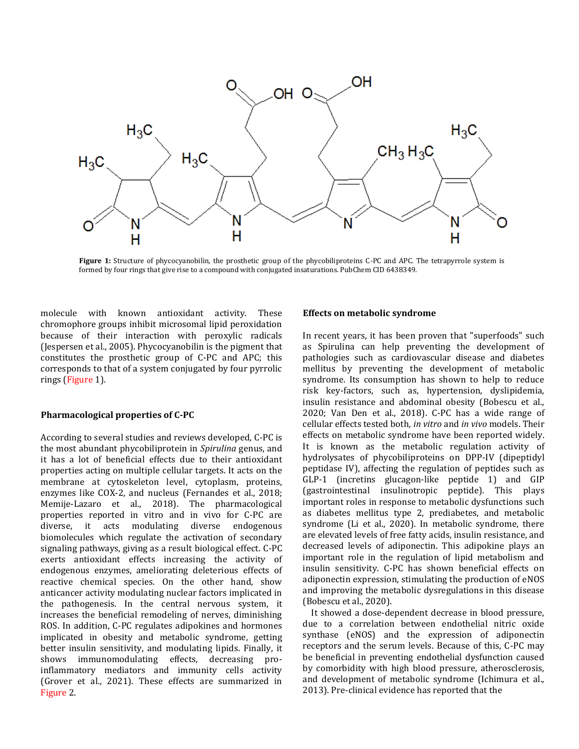**Figure 1:** Structure of phycocyanobilin, the prosthetic group of the phycobiliproteins C-PC and APC. The tetrapyrrole system is formed by four rings that give rise to a compound with conjugated insaturations. PubChem CID 6438349.

molecule with known antioxidant activity. These chromophore groups inhibit microsomal lipid peroxidation because of their interaction with peroxylic radicals (Jespersen et al., 2005). Phycocyanobilin is the pigment that constitutes the prosthetic group of C-PC and APC; this corresponds to that of a system conjugated by four pyrrolic rings (Figure 1).

## Pharmacological properties of C-PC

According to several studies and reviews developed, C-PC is the most abundant phycobiliprotein in *Spirulina* genus, and it has a lot of beneficial effects due to their antioxidant properties acting on multiple cellular targets. It acts on the membrane at cytoskeleton level, cytoplasm, proteins, enzymes like COX-2, and nucleus (Fernandes et al., 2018; Memije-Lazaro et al., 2018). The pharmacological properties reported in vitro and in vivo for C-PC are diverse, it acts modulating diverse endogenous biomolecules which regulate the activation of secondary signaling pathways, giving as a result biological effect. C-PC exerts antioxidant effects increasing the activity of endogenous enzymes, ameliorating deleterious effects of reactive chemical species. On the other hand, show anticancer activity modulating nuclear factors implicated in the pathogenesis. In the central nervous system, it increases the beneficial remodeling of nerves, diminishing ROS. In addition, C-PC regulates adipokines and hormones implicated in obesity and metabolic syndrome, getting better insulin sensitivity, and modulating lipids. Finally, it shows immunomodulating effects, decreasing pro-inflammatory mediators and immunity cells activity (Grover et al., 2021). These effects are summarized in Figure 2.

## Effects on metabolic syndrome

In recent years, it has been proven that "superfoods" such as Spirulina can help preventing the development of pathologies such as cardiovascular disease and diabetes mellitus by preventing the development of metabolic syndrome. Its consumption has shown to help to reduce risk key-factors, such as, hypertension, dyslipidemia, insulin resistance and abdominal obesity (Bobescu et al., 2020; Van Den et al., 2018). C-PC has a wide range of cellular effects tested both, *in vitro* and *in vivo* models. Their effects on metabolic syndrome have been reported widely. It is known as the metabolic regulation activity of hydrolysates of phycobiliproteins on DPP-IV (dipeptidyl peptidase IV), affecting the regulation of peptides such as GLP-1 (incretins glucagon-like peptide 1) and GIP (gastrointestinal insulinotropic peptide). This plays important roles in response to metabolic dysfunctions such as diabetes mellitus type 2, prediabetes, and metabolic syndrome (Li et al., 2020). In metabolic syndrome, there are elevated levels of free fatty acids, insulin resistance, and decreased levels of adiponectin. This adipokine plays an important role in the regulation of lipid metabolism and insulin sensitivity. C-PC has shown beneficial effects on adiponectin expression, stimulating the production of eNOS and improving the metabolic dysregulations in this disease (Bobescu et al., 2020).

It showed a dose-dependent decrease in blood pressure, due to a correlation between endothelial nitric oxide synthase (eNOS) and the expression of adiponectin receptors and the serum levels. Because of this, C-PC may be beneficial in preventing endothelial dysfunction caused by comorbidity with high blood pressure, atherosclerosis, and development of metabolic syndrome (Ichimura et al., 2013). Pre-clinical evidence has reported that the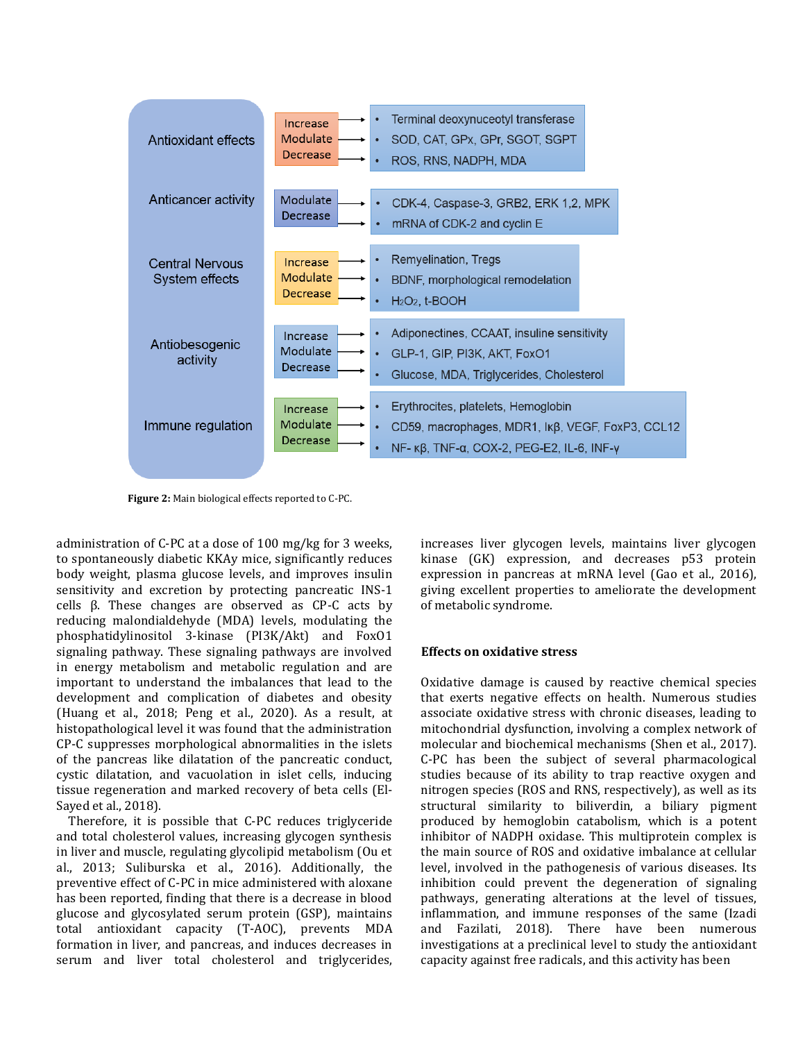| Effect | Action | Targets |
|---|---|---|
| Antioxidant effects | Increase | Terminal deoxynuceotyl transferase |
| | Modulate | SOD, CAT, GPx, GPr, SGOT, SGPT |
| | Decrease | ROS, RNS, NADPH, MDA |
| Anticancer activity | Modulate | CDK-4, Caspase-3, GRB2, ERK 1,2, MPK |
| | Decrease | mRNA of CDK-2 and cyclin E |
| Central Nervous System effects | Increase | Remyelination, Tregs |
| | Modulate | BDNF, morphological remodelation |
| | Decrease | $H_2O_2$, t-BOOH |
| Antiobesogenic activity | Increase | Adiponectines, CCAAT, insuline sensitivity |
| | Modulate | GLP-1, GIP, PI3K, AKT, FoxO1 |
| | Decrease | Glucose, MDA, Triglycerides, Cholesterol |
| Immune regulation | Increase | Erythrocites, platelets, Hemoglobin |
| | Modulate | CD59, macrophages, MDR1, Iκβ, VEGF, FoxP3, CCL12 |
| | Decrease | NF- κβ, TNF-α, COX-2, PEG-E2, IL-6, INF-γ |

**Figure 2:** Main biological effects reported to C-PC.

administration of C-PC at a dose of 100 mg/kg for 3 weeks, to spontaneously diabetic KKAy mice, significantly reduces body weight, plasma glucose levels, and improves insulin sensitivity and excretion by protecting pancreatic INS-1 cells β. These changes are observed as CP-C acts by reducing malondialdehyde (MDA) levels, modulating the phosphatidylinositol 3-kinase (PI3K/Akt) and FoxO1 signaling pathway. These signaling pathways are involved in energy metabolism and metabolic regulation and are important to understand the imbalances that lead to the development and complication of diabetes and obesity (Huang et al., 2018; Peng et al., 2020). As a result, at histopathological level it was found that the administration CP-C suppresses morphological abnormalities in the islets of the pancreas like dilatation of the pancreatic conduct, cystic dilatation, and vacuolation in islet cells, inducing tissue regeneration and marked recovery of beta cells (El-Sayed et al., 2018).

Therefore, it is possible that C-PC reduces triglyceride and total cholesterol values, increasing glycogen synthesis in liver and muscle, regulating glycolipid metabolism (Ou et al., 2013; Suliburska et al., 2016). Additionally, the preventive effect of C-PC in mice administered with aloxane has been reported, finding that there is a decrease in blood glucose and glycosylated serum protein (GSP), maintains total antioxidant capacity (T-AOC), prevents MDA formation in liver, and pancreas, and induces decreases in serum and liver total cholesterol and triglycerides, increases liver glycogen levels, maintains liver glycogen kinase (GK) expression, and decreases p53 protein expression in pancreas at mRNA level (Gao et al., 2016), giving excellent properties to ameliorate the development of metabolic syndrome.

## Effects on oxidative stress

Oxidative damage is caused by reactive chemical species that exerts negative effects on health. Numerous studies associate oxidative stress with chronic diseases, leading to mitochondrial dysfunction, involving a complex network of molecular and biochemical mechanisms (Shen et al., 2017). C-PC has been the subject of several pharmacological studies because of its ability to trap reactive oxygen and nitrogen species (ROS and RNS, respectively), as well as its structural similarity to biliverdin, a biliary pigment produced by hemoglobin catabolism, which is a potent inhibitor of NADPH oxidase. This multiprotein complex is the main source of ROS and oxidative imbalance at cellular level, involved in the pathogenesis of various diseases. Its inhibition could prevent the degeneration of signaling pathways, generating alterations at the level of tissues, inflammation, and immune responses of the same (Izadi and Fazilati, 2018). There have been numerous investigations at a preclinical level to study the antioxidant capacity against free radicals, and this activity has been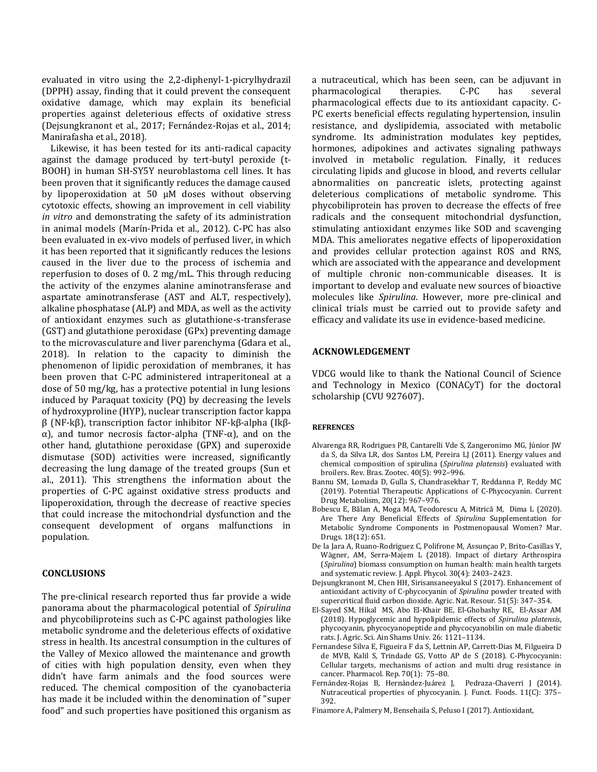evaluated in vitro using the 2,2-diphenyl-1-picrylhydrazil (DPPH) assay, finding that it could prevent the consequent oxidative damage, which may explain its beneficial properties against deleterious effects of oxidative stress (Dejsungkranont et al., 2017; Fernández-Rojas et al., 2014; Manirafasha et al., 2018).

Likewise, it has been tested for its anti-radical capacity against the damage produced by tert-butyl peroxide (t-BOOH) in human SH-SY5Y neuroblastoma cell lines. It has been proven that it significantly reduces the damage caused by lipoperoxidation at 50 μM doses without observing cytotoxic effects, showing an improvement in cell viability *in vitro* and demonstrating the safety of its administration in animal models (Marín-Prida et al., 2012). C-PC has also been evaluated in ex-vivo models of perfused liver, in which it has been reported that it significantly reduces the lesions caused in the liver due to the process of ischemia and reperfusion to doses of 0. 2 mg/mL. This through reducing the activity of the enzymes alanine aminotransferase and aspartate aminotransferase (AST and ALT, respectively), alkaline phosphatase (ALP) and MDA, as well as the activity of antioxidant enzymes such as glutathione-s-transferase (GST) and glutathione peroxidase (GPx) preventing damage to the microvasculature and liver parenchyma (Gdara et al., 2018). In relation to the capacity to diminish the phenomenon of lipidic peroxidation of membranes, it has been proven that C-PC administered intraperitoneal at a dose of 50 mg/kg, has a protective potential in lung lesions induced by Paraquat toxicity (PQ) by decreasing the levels of hydroxyproline (HYP), nuclear transcription factor kappa β (NF-kβ), transcription factor inhibitor NF-kβ-alpha (Ikβ-α), and tumor necrosis factor-alpha (TNF-α), and on the other hand, glutathione peroxidase (GPX) and superoxide dismutase (SOD) activities were increased, significantly decreasing the lung damage of the treated groups (Sun et al., 2011). This strengthens the information about the properties of C-PC against oxidative stress products and lipoperoxidation, through the decrease of reactive species that could increase the mitochondrial dysfunction and the consequent development of organs malfunctions in population.

## CONCLUSIONS

The pre-clinical research reported thus far provide a wide panorama about the pharmacological potential of *Spirulina* and phycobiliproteins such as C-PC against pathologies like metabolic syndrome and the deleterious effects of oxidative stress in health. Its ancestral consumption in the cultures of the Valley of Mexico allowed the maintenance and growth of cities with high population density, even when they didn't have farm animals and the food sources were reduced. The chemical composition of the cyanobacteria has made it be included within the denomination of "super food" and such properties have positioned this organism as a nutraceutical, which has been seen, can be adjuvant in pharmacological therapies. C-PC has several pharmacological effects due to its antioxidant capacity. C-PC exerts beneficial effects regulating hypertension, insulin resistance, and dyslipidemia, associated with metabolic syndrome. Its administration modulates key peptides, hormones, adipokines and activates signaling pathways involved in metabolic regulation. Finally, it reduces circulating lipids and glucose in blood, and reverts cellular abnormalities on pancreatic islets, protecting against deleterious complications of metabolic syndrome. This phycobiliprotein has proven to decrease the effects of free radicals and the consequent mitochondrial dysfunction, stimulating antioxidant enzymes like SOD and scavenging MDA. This ameliorates negative effects of lipoperoxidation and provides cellular protection against ROS and RNS, which are associated with the appearance and development of multiple chronic non-communicable diseases. It is important to develop and evaluate new sources of bioactive molecules like *Spirulina*. However, more pre-clinical and clinical trials must be carried out to provide safety and efficacy and validate its use in evidence-based medicine.

## ACKNOWLEDGEMENT

VDCG would like to thank the National Council of Science and Technology in Mexico (CONACyT) for the doctoral scholarship (CVU 927607).

## REFRENCES

Alvarenga RR, Rodrigues PB, Cantarelli Vde S, Zangeronimo MG, Júnior JW da S, da Silva LR, dos Santos LM, Pereira LJ (2011). Energy values and chemical composition of spirulina (*Spirulina platensis*) evaluated with broilers. Rev. Bras. Zootec. 40(5): 992–996.

Bannu SM, Lomada D, Gulla S, Chandrasekhar T, Reddanna P, Reddy MC (2019). Potential Therapeutic Applications of C-Phycocyanin. Current Drug Metabolism, 20(12): 967–976.

Bobescu E, Bălan A, Moga MA, Teodorescu A, Mitrică M, Dima L (2020). Are There Any Beneficial Effects of *Spirulina* Supplementation for Metabolic Syndrome Components in Postmenopausal Women? Mar. Drugs. 18(12): 651.

De la Jara A, Ruano-Rodriguez C, Polifrone M, Assunçao P, Brito-Casillas Y, Wägner, AM, Serra-Majem L (2018). Impact of dietary Arthrospira (*Spirulina*) biomass consumption on human health: main health targets and systematic review. J. Appl. Phycol. 30(4): 2403–2423.

Dejsungkranont M, Chen HH, Sirisansaneeyakul S (2017). Enhancement of antioxidant activity of C-phycocyanin of *Spirulina* powder treated with supercritical fluid carbon dioxide. Agric. Nat. Resour. 51(5): 347–354.

El-Sayed SM, Hikal MS, Abo El-Khair BE, El-Ghobashy RE, El-Assar AM (2018). Hypoglycemic and hypolipidemic effects of *Spirulina platensis*, phycocyanin, phycocyanopeptide and phycocyanobilin on male diabetic rats. J. Agric. Sci. Ain Shams Univ. 26: 1121–1134.

Fernandese Silva E, Figueira F da S, Lettnin AP, Carrett-Dias M, Filgueira D de MVB, Kalil S, Trindade GS, Votto AP de S (2018). C-Phycocyanin: Cellular targets, mechanisms of action and multi drug resistance in cancer. Pharmacol. Rep. 70(1): 75–80.

Fernández-Rojas B, Hernández-Juárez J, Pedraza-Chaverri J (2014). Nutraceutical properties of phycocyanin. J. Funct. Foods. 11(C): 375–392.

Finamore A, Palmery M, Bensehaila S, Peluso I (2017). Antioxidant,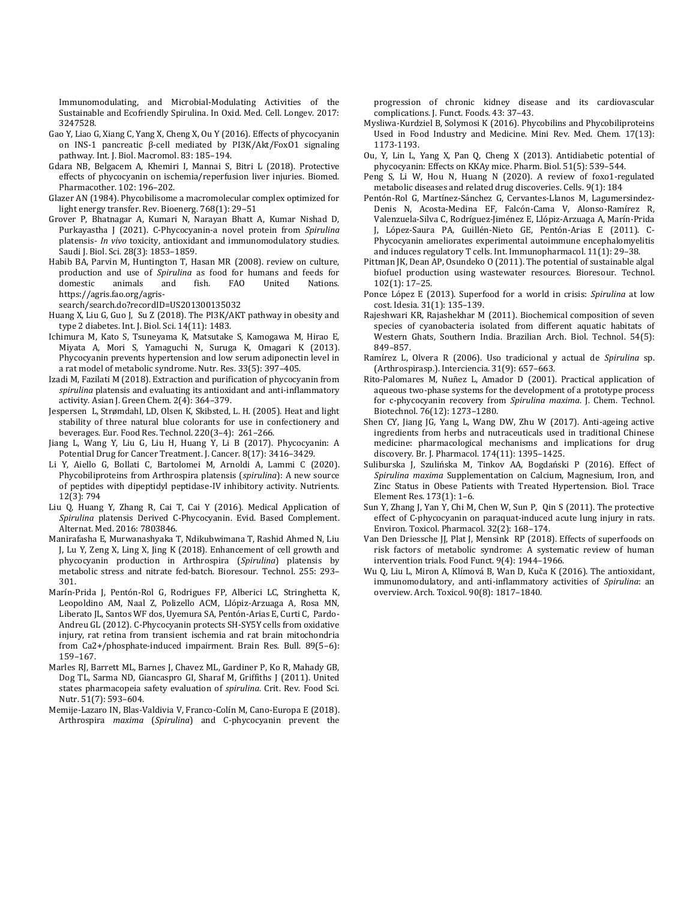Immunomodulating, and Microbial-Modulating Activities of the Sustainable and Ecofriendly Spirulina. In Oxid. Med. Cell. Longev. 2017: 3247528.

Gao Y, Liao G, Xiang C, Yang X, Cheng X, Ou Y (2016). Effects of phycocyanin on INS-1 pancreatic β-cell mediated by PI3K/Akt/FoxO1 signaling pathway. Int. J. Biol. Macromol. 83: 185–194.

Gdara NB, Belgacem A, Khemiri I, Mannai S, Bitri L (2018). Protective effects of phycocyanin on ischemia/reperfusion liver injuries. Biomed. Pharmacother. 102: 196–202.

Glazer AN (1984). Phycobilisome a macromolecular complex optimized for light energy transfer. Rev. Bioenerg. 768(1): 29–51

Grover P, Bhatnagar A, Kumari N, Narayan Bhatt A, Kumar Nishad D, Purkayastha J (2021). C-Phycocyanin-a novel protein from *Spirulina* platensis- *In vivo* toxicity, antioxidant and immunomodulatory studies. Saudi J. Biol. Sci. 28(3): 1853–1859.

Habib BA, Parvin M, Huntington T, Hasan MR (2008). review on culture, production and use of *Spirulina* as food for humans and feeds for domestic animals and fish. FAO United Nations. https://agris.fao.org/agris-search/search.do?recordID=US201300135032

Huang X, Liu G, Guo J, Su Z (2018). The PI3K/AKT pathway in obesity and type 2 diabetes. Int. J. Biol. Sci. 14(11): 1483.

Ichimura M, Kato S, Tsuneyama K, Matsutake S, Kamogawa M, Hirao E, Miyata A, Mori S, Yamaguchi N, Suruga K, Omagari K (2013). Phycocyanin prevents hypertension and low serum adiponectin level in a rat model of metabolic syndrome. Nutr. Res. 33(5): 397–405.

Izadi M, Fazilati M (2018). Extraction and purification of phycocyanin from *spirulina* platensis and evaluating its antioxidant and anti-inflammatory activity. Asian J. Green Chem. 2(4): 364–379.

Jespersen L, Strømdahl, LD, Olsen K, Skibsted, L. H. (2005). Heat and light stability of three natural blue colorants for use in confectionery and beverages. Eur. Food Res. Technol. 220(3–4): 261–266.

Jiang L, Wang Y, Liu G, Liu H, Huang Y, Li B (2017). Phycocyanin: A Potential Drug for Cancer Treatment. J. Cancer. 8(17): 3416–3429.

Li Y, Aiello G, Bollati C, Bartolomei M, Arnoldi A, Lammi C (2020). Phycobiliproteins from Arthrospira platensis (*spirulina*): A new source of peptides with dipeptidyl peptidase-IV inhibitory activity. Nutrients. 12(3): 794

Liu Q, Huang Y, Zhang R, Cai T, Cai Y (2016). Medical Application of *Spirulina* platensis Derived C-Phycocyanin. Evid. Based Complement. Alternat. Med. 2016: 7803846.

Manirafasha E, Murwanashyaka T, Ndikubwimana T, Rashid Ahmed N, Liu J, Lu Y, Zeng X, Ling X, Jing K (2018). Enhancement of cell growth and phycocyanin production in Arthrospira (*Spirulina*) platensis by metabolic stress and nitrate fed-batch. Bioresour. Technol. 255: 293–301.

Marín-Prida J, Pentón-Rol G, Rodrigues FP, Alberici LC, Stringhetta K, Leopoldino AM, Naal Z, Polizello ACM, Llópiz-Arzuaga A, Rosa MN, Liberato JL, Santos WF dos, Uyemura SA, Pentón-Arias E, Curti C, Pardo-Andreu GL (2012). C-Phycocyanin protects SH-SY5Y cells from oxidative injury, rat retina from transient ischemia and rat brain mitochondria from Ca2+/phosphate-induced impairment. Brain Res. Bull. 89(5–6): 159–167.

Marles RJ, Barrett ML, Barnes J, Chavez ML, Gardiner P, Ko R, Mahady GB, Dog TL, Sarma ND, Giancaspro GI, Sharaf M, Griffiths J (2011). United states pharmacopeia safety evaluation of *spirulina*. Crit. Rev. Food Sci. Nutr. 51(7): 593–604.

Memije-Lazaro IN, Blas-Valdivia V, Franco-Colín M, Cano-Europa E (2018). Arthrospira *maxima* (*Spirulina*) and C-phycocyanin prevent the progression of chronic kidney disease and its cardiovascular complications. J. Funct. Foods. 43: 37–43.

Mysliwa-Kurdziel B, Solymosi K (2016). Phycobilins and Phycobiliproteins Used in Food Industry and Medicine. Mini Rev. Med. Chem. 17(13): 1173-1193.

Ou, Y, Lin L, Yang X, Pan Q, Cheng X (2013). Antidiabetic potential of phycocyanin: Effects on KKAy mice. Pharm. Biol. 51(5): 539–544.

Peng S, Li W, Hou N, Huang N (2020). A review of foxo1-regulated metabolic diseases and related drug discoveries. Cells. 9(1): 184

Pentón-Rol G, Martínez-Sánchez G, Cervantes-Llanos M, Lagumersindez-Denis N, Acosta-Medina EF, Falcón-Cama V, Alonso-Ramírez R, Valenzuela-Silva C, Rodríguez-Jiménez E, Llópiz-Arzuaga A, Marín-Prida J, López-Saura PA, Guillén-Nieto GE, Pentón-Arias E (2011). C-Phycocyanin ameliorates experimental autoimmune encephalomyelitis and induces regulatory T cells. Int. Immunopharmacol. 11(1): 29–38.

Pittman JK, Dean AP, Osundeko O (2011). The potential of sustainable algal biofuel production using wastewater resources. Bioresour. Technol. 102(1): 17–25.

Ponce López E (2013). Superfood for a world in crisis: *Spirulina* at low cost. Idesia. 31(1): 135–139.

Rajeshwari KR, Rajashekhar M (2011). Biochemical composition of seven species of cyanobacteria isolated from different aquatic habitats of Western Ghats, Southern India. Brazilian Arch. Biol. Technol. 54(5): 849–857.

Ramírez L, Olvera R (2006). Uso tradicional y actual de *Spirulina* sp. (Arthrospirasp.). Interciencia. 31(9): 657–663.

Rito-Palomares M, Nuñez L, Amador D (2001). Practical application of aqueous two-phase systems for the development of a prototype process for c-phycocyanin recovery from *Spirulina maxima*. J. Chem. Technol. Biotechnol. 76(12): 1273–1280.

Shen CY, Jiang JG, Yang L, Wang DW, Zhu W (2017). Anti-ageing active ingredients from herbs and nutraceuticals used in traditional Chinese medicine: pharmacological mechanisms and implications for drug discovery. Br. J. Pharmacol. 174(11): 1395–1425.

Suliburska J, Szulińska M, Tinkov AA, Bogdański P (2016). Effect of *Spirulina maxima* Supplementation on Calcium, Magnesium, Iron, and Zinc Status in Obese Patients with Treated Hypertension. Biol. Trace Element Res. 173(1): 1–6.

Sun Y, Zhang J, Yan Y, Chi M, Chen W, Sun P, Qin S (2011). The protective effect of C-phycocyanin on paraquat-induced acute lung injury in rats. Environ. Toxicol. Pharmacol. 32(2): 168–174.

Van Den Driessche JJ, Plat J, Mensink RP (2018). Effects of superfoods on risk factors of metabolic syndrome: A systematic review of human intervention trials. Food Funct. 9(4): 1944–1966.

Wu Q, Liu L, Miron A, Klímová B, Wan D, Kuča K (2016). The antioxidant, immunomodulatory, and anti-inflammatory activities of *Spirulina*: an overview. Arch. Toxicol. 90(8): 1817–1840.